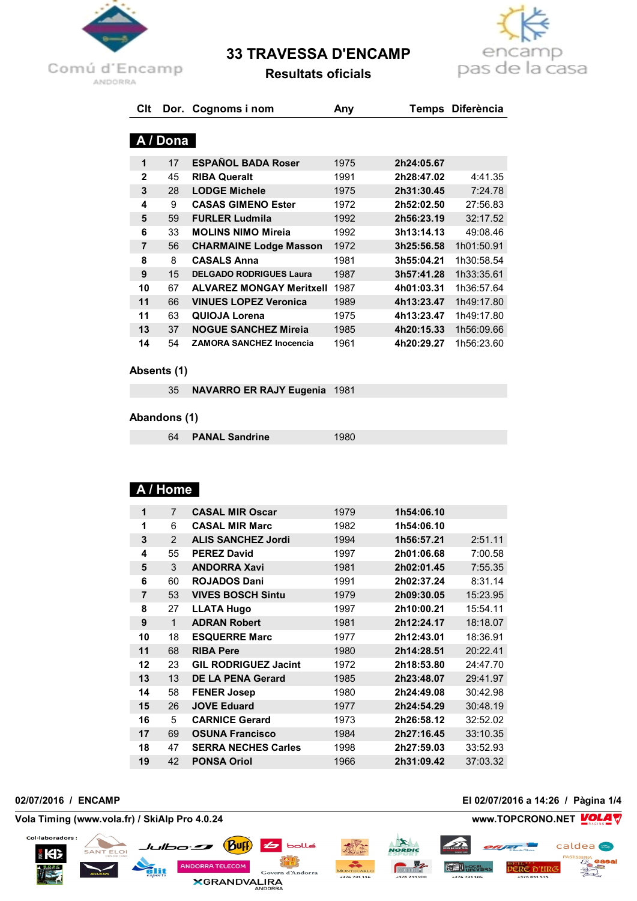# 33 TRAVESSA D'ENCAMP

## Resultats oficials

### A / Dona

| Clt | Dor. | Cognoms i nom | Any | Temps | Diferència |
|---|---|---|---|---|---|
| 1 | 17 | ESPAÑOL BADA Roser | 1975 | 2h24:05.67 | |
| 2 | 45 | RIBA Queralt | 1991 | 2h28:47.02 | 4:41.35 |
| 3 | 28 | LODGE Michele | 1975 | 2h31:30.45 | 7:24.78 |
| 4 | 9 | CASAS GIMENO Ester | 1972 | 2h52:02.50 | 27:56.83 |
| 5 | 59 | FURLER Ludmila | 1992 | 2h56:23.19 | 32:17.52 |
| 6 | 33 | MOLINS NIMO Mireia | 1992 | 3h13:14.13 | 49:08.46 |
| 7 | 56 | CHARMAINE Lodge Masson | 1972 | 3h25:56.58 | 1h01:50.91 |
| 8 | 8 | CASALS Anna | 1981 | 3h55:04.21 | 1h30:58.54 |
| 9 | 15 | DELGADO RODRIGUES Laura | 1987 | 3h57:41.28 | 1h33:35.61 |
| 10 | 67 | ALVAREZ MONGAY Meritxell | 1987 | 4h01:03.31 | 1h36:57.64 |
| 11 | 66 | VINUES LOPEZ Veronica | 1989 | 4h13:23.47 | 1h49:17.80 |
| 11 | 63 | QUIOJA Lorena | 1975 | 4h13:23.47 | 1h49:17.80 |
| 13 | 37 | NOGUE SANCHEZ Mireia | 1985 | 4h20:15.33 | 1h56:09.66 |
| 14 | 54 | ZAMORA SANCHEZ Inocencia | 1961 | 4h20:29.27 | 1h56:23.60 |

**Absents (1)**

| Dor. | Cognoms i nom | Any |
|---|---|---|
| 35 | NAVARRO ER RAJY Eugenia | 1981 |

**Abandons (1)**

| Dor. | Cognoms i nom | Any |
|---|---|---|
| 64 | PANAL Sandrine | 1980 |

### A / Home

| Clt | Dor. | Cognoms i nom | Any | Temps | Diferència |
|---|---|---|---|---|---|
| 1 | 7 | CASAL MIR Oscar | 1979 | 1h54:06.10 | |
| 1 | 6 | CASAL MIR Marc | 1982 | 1h54:06.10 | |
| 3 | 2 | ALIS SANCHEZ Jordi | 1994 | 1h56:57.21 | 2:51.11 |
| 4 | 55 | PEREZ David | 1997 | 2h01:06.68 | 7:00.58 |
| 5 | 3 | ANDORRA Xavi | 1981 | 2h02:01.45 | 7:55.35 |
| 6 | 60 | ROJADOS Dani | 1991 | 2h02:37.24 | 8:31.14 |
| 7 | 53 | VIVES BOSCH Sintu | 1979 | 2h09:30.05 | 15:23.95 |
| 8 | 27 | LLATA Hugo | 1997 | 2h10:00.21 | 15:54.11 |
| 9 | 1 | ADRAN Robert | 1981 | 2h12:24.17 | 18:18.07 |
| 10 | 18 | ESQUERRE Marc | 1977 | 2h12:43.01 | 18:36.91 |
| 11 | 68 | RIBA Pere | 1980 | 2h14:28.51 | 20:22.41 |
| 12 | 23 | GIL RODRIGUEZ Jacint | 1972 | 2h18:53.80 | 24:47.70 |
| 13 | 13 | DE LA PENA Gerard | 1985 | 2h23:48.07 | 29:41.97 |
| 14 | 58 | FENER Josep | 1980 | 2h24:49.08 | 30:42.98 |
| 15 | 26 | JOVE Eduard | 1977 | 2h24:54.29 | 30:48.19 |
| 16 | 5 | CARNICE Gerard | 1973 | 2h26:58.12 | 32:52.02 |
| 17 | 69 | OSUNA Francisco | 1984 | 2h27:16.45 | 33:10.35 |
| 18 | 47 | SERRA NECHES Carles | 1998 | 2h27:59.03 | 33:52.93 |
| 19 | 42 | PONSA Oriol | 1966 | 2h31:09.42 | 37:03.32 |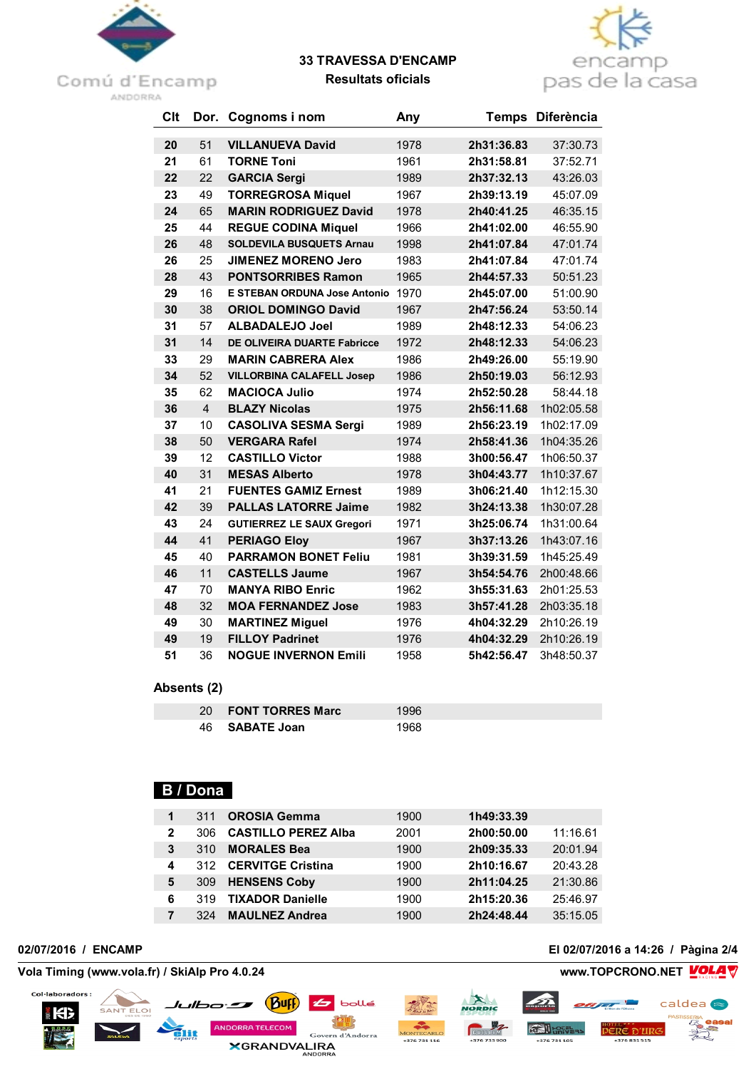**33 TRAVESSA D'ENCAMP**
**Resultats oficials**

| Clt | Dor. | Cognoms i nom | Any | Temps | Diferència |
|---|---|---|---|---|---|
| 20 | 51 | VILLANUEVA David | 1978 | 2h31:36.83 | 37:30.73 |
| 21 | 61 | TORNE Toni | 1961 | 2h31:58.81 | 37:52.71 |
| 22 | 22 | GARCIA Sergi | 1989 | 2h37:32.13 | 43:26.03 |
| 23 | 49 | TORREGROSA Miquel | 1967 | 2h39:13.19 | 45:07.09 |
| 24 | 65 | MARIN RODRIGUEZ David | 1978 | 2h40:41.25 | 46:35.15 |
| 25 | 44 | REGUE CODINA Miquel | 1966 | 2h41:02.00 | 46:55.90 |
| 26 | 48 | SOLDEVILA BUSQUETS Arnau | 1998 | 2h41:07.84 | 47:01.74 |
| 26 | 25 | JIMENEZ MORENO Jero | 1983 | 2h41:07.84 | 47:01.74 |
| 28 | 43 | PONTSORRIBES Ramon | 1965 | 2h44:57.33 | 50:51.23 |
| 29 | 16 | E STEBAN ORDUNA Jose Antonio | 1970 | 2h45:07.00 | 51:00.90 |
| 30 | 38 | ORIOL DOMINGO David | 1967 | 2h47:56.24 | 53:50.14 |
| 31 | 57 | ALBADALEJO Joel | 1989 | 2h48:12.33 | 54:06.23 |
| 31 | 14 | DE OLIVEIRA DUARTE Fabricce | 1972 | 2h48:12.33 | 54:06.23 |
| 33 | 29 | MARIN CABRERA Alex | 1986 | 2h49:26.00 | 55:19.90 |
| 34 | 52 | VILLORBINA CALAFELL Josep | 1986 | 2h50:19.03 | 56:12.93 |
| 35 | 62 | MACIOCA Julio | 1974 | 2h52:50.28 | 58:44.18 |
| 36 | 4 | BLAZY Nicolas | 1975 | 2h56:11.68 | 1h02:05.58 |
| 37 | 10 | CASOLIVA SESMA Sergi | 1989 | 2h56:23.19 | 1h02:17.09 |
| 38 | 50 | VERGARA Rafel | 1974 | 2h58:41.36 | 1h04:35.26 |
| 39 | 12 | CASTILLO Victor | 1988 | 3h00:56.47 | 1h06:50.37 |
| 40 | 31 | MESAS Alberto | 1978 | 3h04:43.77 | 1h10:37.67 |
| 41 | 21 | FUENTES GAMIZ Ernest | 1989 | 3h06:21.40 | 1h12:15.30 |
| 42 | 39 | PALLAS LATORRE Jaime | 1982 | 3h24:13.38 | 1h30:07.28 |
| 43 | 24 | GUTIERREZ LE SAUX Gregori | 1971 | 3h25:06.74 | 1h31:00.64 |
| 44 | 41 | PERIAGO Eloy | 1967 | 3h37:13.26 | 1h43:07.16 |
| 45 | 40 | PARRAMON BONET Feliu | 1981 | 3h39:31.59 | 1h45:25.49 |
| 46 | 11 | CASTELLS Jaume | 1967 | 3h54:54.76 | 2h00:48.66 |
| 47 | 70 | MANYA RIBO Enric | 1962 | 3h55:31.63 | 2h01:25.53 |
| 48 | 32 | MOA FERNANDEZ Jose | 1983 | 3h57:41.28 | 2h03:35.18 |
| 49 | 30 | MARTINEZ Miguel | 1976 | 4h04:32.29 | 2h10:26.19 |
| 49 | 19 | FILLOY Padrinet | 1976 | 4h04:32.29 | 2h10:26.19 |
| 51 | 36 | NOGUE INVERNON Emili | 1958 | 5h42:56.47 | 3h48:50.37 |

**Absents (2)**

| Dor. | Cognoms i nom | Any |
|---|---|---|
| 20 | FONT TORRES Marc | 1996 |
| 46 | SABATE Joan | 1968 |

## B / Dona

| Clt | Dor. | Cognoms i nom | Any | Temps | Diferència |
|---|---|---|---|---|---|
| 1 | 311 | OROSIA Gemma | 1900 | 1h49:33.39 | |
| 2 | 306 | CASTILLO PEREZ Alba | 2001 | 2h00:50.00 | 11:16.61 |
| 3 | 310 | MORALES Bea | 1900 | 2h09:35.33 | 20:01.94 |
| 4 | 312 | CERVITGE Cristina | 1900 | 2h10:16.67 | 20:43.28 |
| 5 | 309 | HENSENS Coby | 1900 | 2h11:04.25 | 21:30.86 |
| 6 | 319 | TIXADOR Danielle | 1900 | 2h15:20.36 | 25:46.97 |
| 7 | 324 | MAULNEZ Andrea | 1900 | 2h24:48.44 | 35:15.05 |

02/07/2016 / ENCAMP — El 02/07/2016 a 14:26

Vola Timing (www.vola.fr) / SkiAlp Pro 4.0.24 — www.TOPCRONO.NET

Col·laboradors :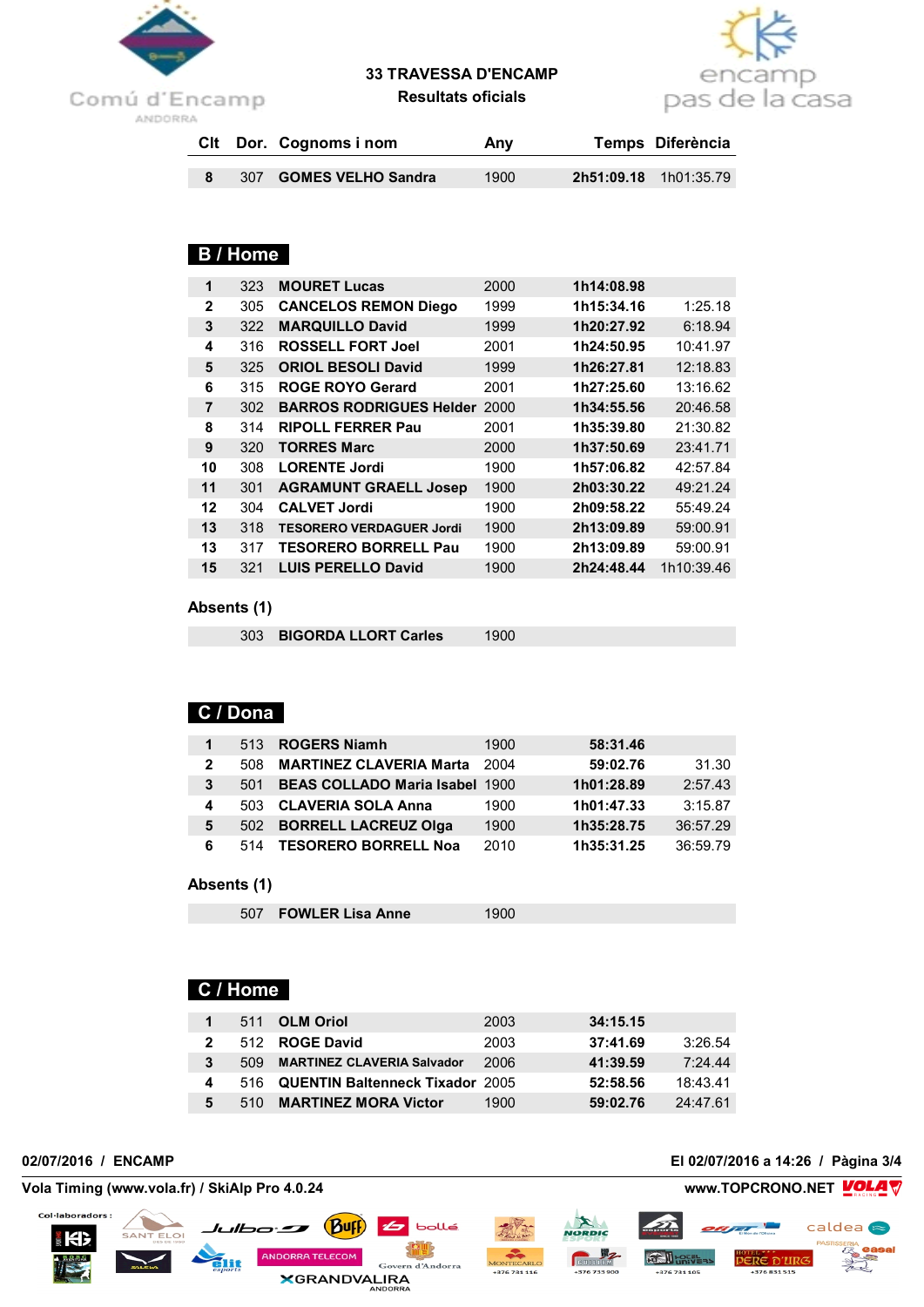# 33 TRAVESSA D'ENCAMP

## Resultats oficials

| Clt | Dor. | Cognoms i nom | Any | Temps | Diferència |
|---|---|---|---|---|---|
| 8 | 307 | GOMES VELHO Sandra | 1900 | 2h51:09.18 | 1h01:35.79 |

## B / Home

| Clt | Dor. | Cognoms i nom | Any | Temps | Diferència |
|---|---|---|---|---|---|
| 1 | 323 | MOURET Lucas | 2000 | 1h14:08.98 | |
| 2 | 305 | CANCELOS REMON Diego | 1999 | 1h15:34.16 | 1:25.18 |
| 3 | 322 | MARQUILLO David | 1999 | 1h20:27.92 | 6:18.94 |
| 4 | 316 | ROSSELL FORT Joel | 2001 | 1h24:50.95 | 10:41.97 |
| 5 | 325 | ORIOL BESOLI David | 1999 | 1h26:27.81 | 12:18.83 |
| 6 | 315 | ROGE ROYO Gerard | 2001 | 1h27:25.60 | 13:16.62 |
| 7 | 302 | BARROS RODRIGUES Helder | 2000 | 1h34:55.56 | 20:46.58 |
| 8 | 314 | RIPOLL FERRER Pau | 2001 | 1h35:39.80 | 21:30.82 |
| 9 | 320 | TORRES Marc | 2000 | 1h37:50.69 | 23:41.71 |
| 10 | 308 | LORENTE Jordi | 1900 | 1h57:06.82 | 42:57.84 |
| 11 | 301 | AGRAMUNT GRAELL Josep | 1900 | 2h03:30.22 | 49:21.24 |
| 12 | 304 | CALVET Jordi | 1900 | 2h09:58.22 | 55:49.24 |
| 13 | 318 | TESORERO VERDAGUER Jordi | 1900 | 2h13:09.89 | 59:00.91 |
| 13 | 317 | TESORERO BORRELL Pau | 1900 | 2h13:09.89 | 59:00.91 |
| 15 | 321 | LUIS PERELLO David | 1900 | 2h24:48.44 | 1h10:39.46 |

**Absents (1)**

| Dor. | Cognoms i nom | Any |
|---|---|---|
| 303 | BIGORDA LLORT Carles | 1900 |

## C / Dona

| Clt | Dor. | Cognoms i nom | Any | Temps | Diferència |
|---|---|---|---|---|---|
| 1 | 513 | ROGERS Niamh | 1900 | 58:31.46 | |
| 2 | 508 | MARTINEZ CLAVERIA Marta | 2004 | 59:02.76 | 31.30 |
| 3 | 501 | BEAS COLLADO Maria Isabel | 1900 | 1h01:28.89 | 2:57.43 |
| 4 | 503 | CLAVERIA SOLA Anna | 1900 | 1h01:47.33 | 3:15.87 |
| 5 | 502 | BORRELL LACREUZ Olga | 1900 | 1h35:28.75 | 36:57.29 |
| 6 | 514 | TESORERO BORRELL Noa | 2010 | 1h35:31.25 | 36:59.79 |

**Absents (1)**

| Dor. | Cognoms i nom | Any |
|---|---|---|
| 507 | FOWLER Lisa Anne | 1900 |

## C / Home

| Clt | Dor. | Cognoms i nom | Any | Temps | Diferència |
|---|---|---|---|---|---|
| 1 | 511 | OLM Oriol | 2003 | 34:15.15 | |
| 2 | 512 | ROGE David | 2003 | 37:41.69 | 3:26.54 |
| 3 | 509 | MARTINEZ CLAVERIA Salvador | 2006 | 41:39.59 | 7:24.44 |
| 4 | 516 | QUENTIN Baltenneck Tixador | 2005 | 52:58.56 | 18:43.41 |
| 5 | 510 | MARTINEZ MORA Victor | 1900 | 59:02.76 | 24:47.61 |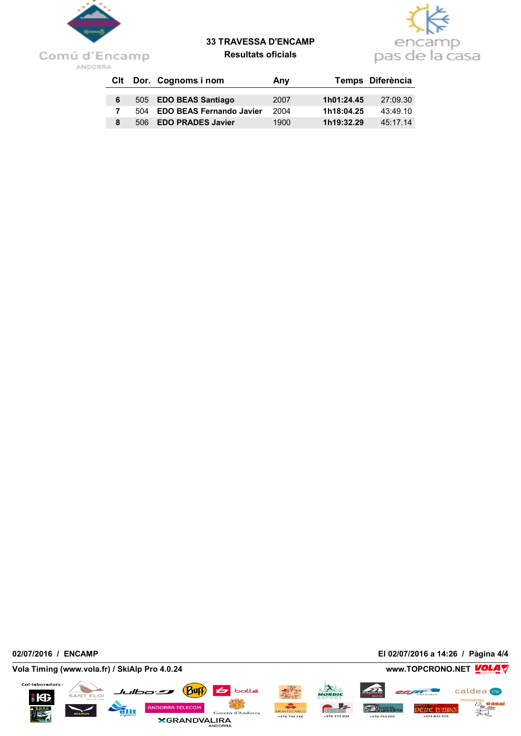**33 TRAVESSA D'ENCAMP**

**Resultats oficials**

| Clt | Dor. | Cognoms i nom | Any | Temps | Diferència |
|---|---|---|---|---|---|
| **6** | 505 | **EDO BEAS Santiago** | 2007 | **1h01:24.45** | 27:09.30 |
| **7** | 504 | **EDO BEAS Fernando Javier** | 2004 | **1h18:04.25** | 43:49.10 |
| **8** | 506 | **EDO PRADES Javier** | 1900 | **1h19:32.29** | 45:17.14 |